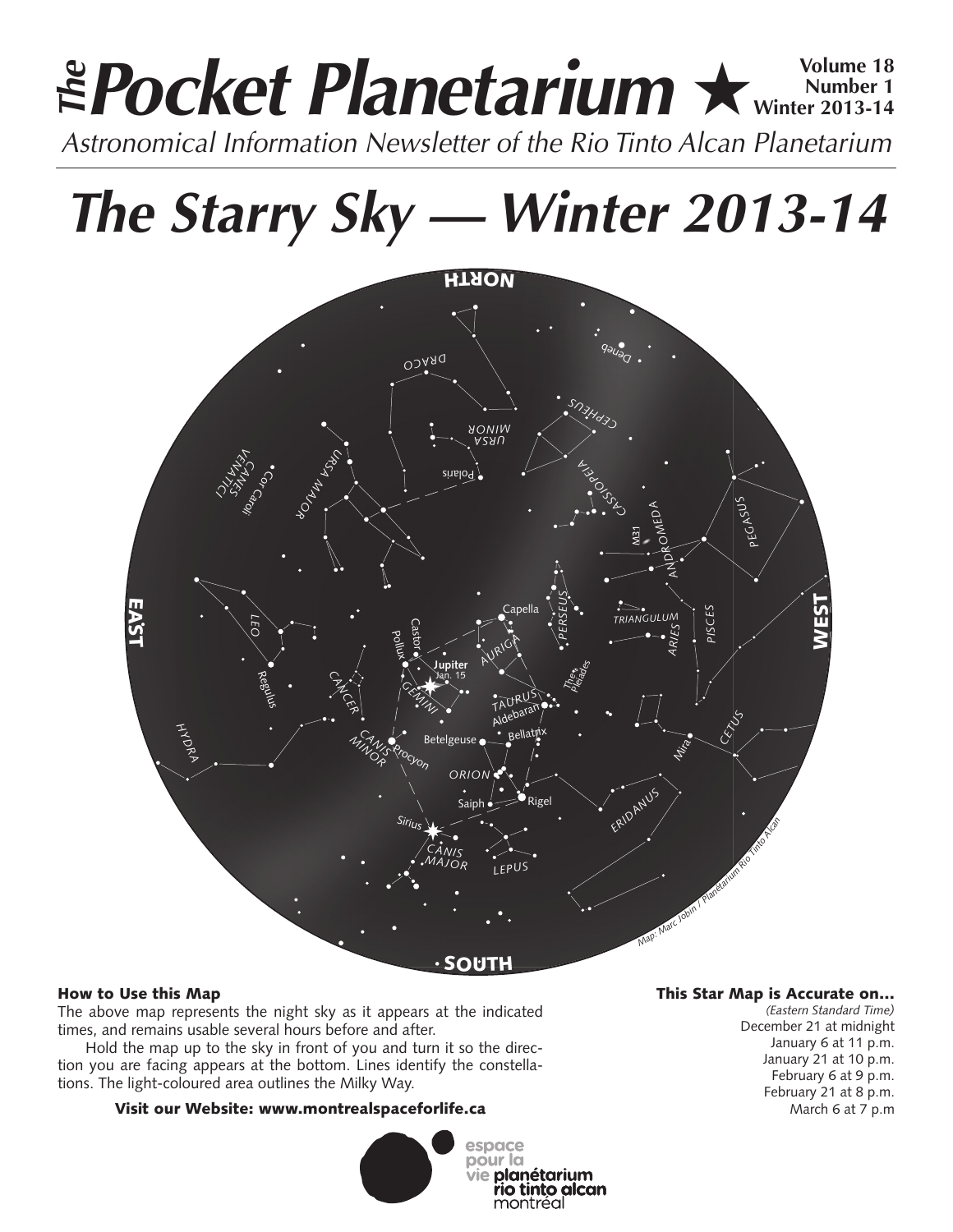# The Pocket Planetarium ★

**Volume 18 Number 1 Winter 2013-14**

*Astronomical Information Newsletter of the Rio Tinto Alcan Planetarium*

# *The Starry Sky — Winter 2013-14*

### How to Use this Map

The above map represents the night sky as it appears at the indicated times, and remains usable several hours before and after.

Hold the map up to the sky in front of you and turn it so the direction you are facing appears at the bottom. Lines identify the constellations. The light-coloured area outlines the Milky Way.

**Visit our Website: www.montrealspaceforlife.ca**

### This Star Map is Accurate on…

*(Eastern Standard Time)*

December 21 at midnight
January 6 at 11 p.m.
January 21 at 10 p.m.
February 6 at 9 p.m.
February 21 at 8 p.m.
March 6 at 7 p.m

espace pour la vie planétarium rio tinto alcan montréal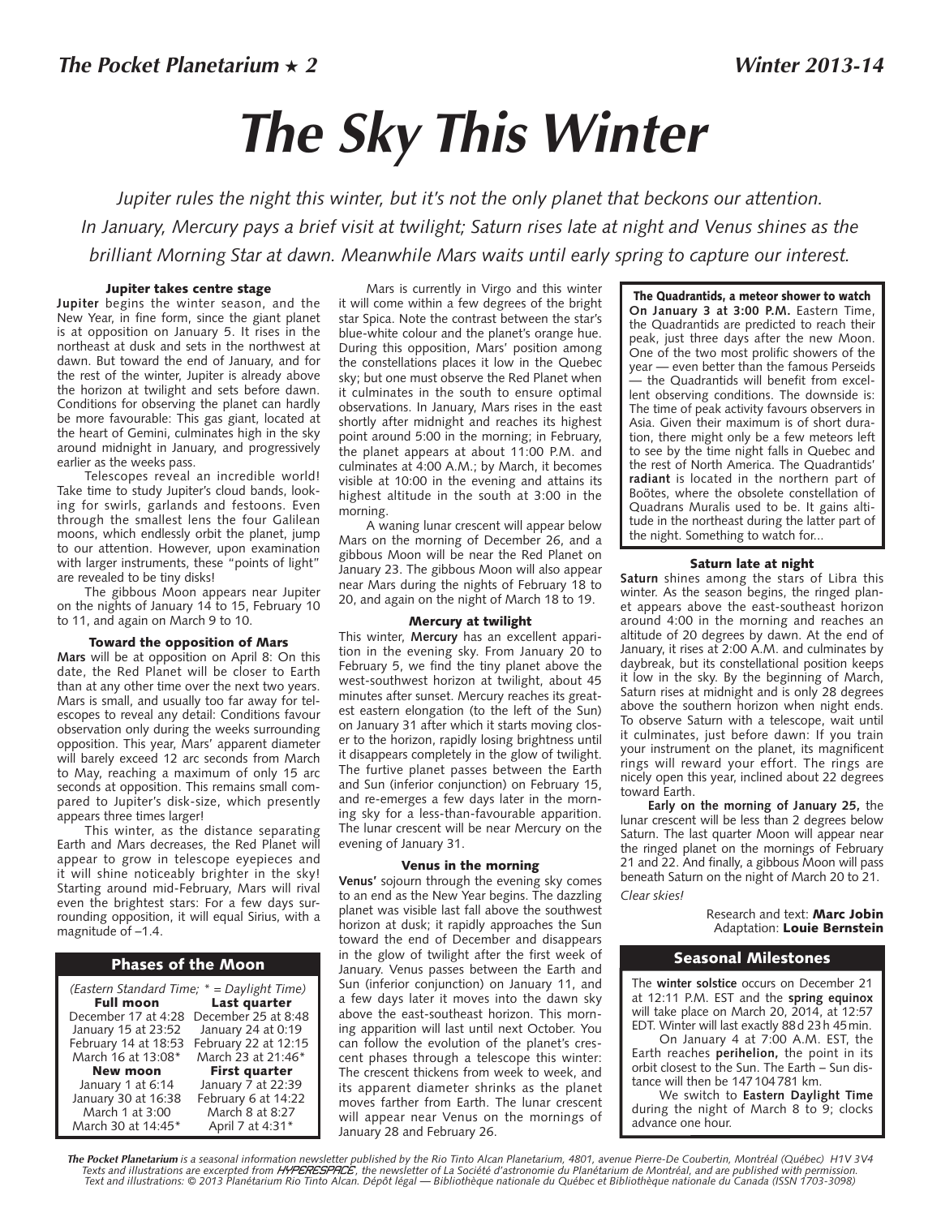# The Sky This Winter

*Jupiter rules the night this winter, but it's not the only planet that beckons our attention. In January, Mercury pays a brief visit at twilight; Saturn rises late at night and Venus shines as the brilliant Morning Star at dawn. Meanwhile Mars waits until early spring to capture our interest.*

### Jupiter takes centre stage

**Jupiter** begins the winter season, and the New Year, in fine form, since the giant planet is at opposition on January 5. It rises in the northeast at dusk and sets in the northwest at dawn. But toward the end of January, and for the rest of the winter, Jupiter is already above the horizon at twilight and sets before dawn. Conditions for observing the planet can hardly be more favourable: This gas giant, located at the heart of Gemini, culminates high in the sky around midnight in January, and progressively earlier as the weeks pass.

Telescopes reveal an incredible world! Take time to study Jupiter's cloud bands, looking for swirls, garlands and festoons. Even through the smallest lens the four Galilean moons, which endlessly orbit the planet, jump to our attention. However, upon examination with larger instruments, these "points of light" are revealed to be tiny disks!

The gibbous Moon appears near Jupiter on the nights of January 14 to 15, February 10 to 11, and again on March 9 to 10.

### Toward the opposition of Mars

**Mars** will be at opposition on April 8: On this date, the Red Planet will be closer to Earth than at any other time over the next two years. Mars is small, and usually too far away for telescopes to reveal any detail: Conditions favour observation only during the weeks surrounding opposition. This year, Mars' apparent diameter will barely exceed 12 arc seconds from March to May, reaching a maximum of only 15 arc seconds at opposition. This remains small compared to Jupiter's disk-size, which presently appears three times larger!

This winter, as the distance separating Earth and Mars decreases, the Red Planet will appear to grow in telescope eyepieces and it will shine noticeably brighter in the sky! Starting around mid-February, Mars will rival even the brightest stars: For a few days surrounding opposition, it will equal Sirius, with a magnitude of –1.4.

Mars is currently in Virgo and this winter it will come within a few degrees of the bright star Spica. Note the contrast between the star's blue-white colour and the planet's orange hue. During this opposition, Mars' position among the constellations places it low in the Quebec sky; but one must observe the Red Planet when it culminates in the south to ensure optimal observations. In January, Mars rises in the east shortly after midnight and reaches its highest point around 5:00 in the morning; in February, the planet appears at about 11:00 P.M. and culminates at 4:00 A.M.; by March, it becomes visible at 10:00 in the evening and attains its highest altitude in the south at 3:00 in the morning.

A waning lunar crescent will appear below Mars on the morning of December 26, and a gibbous Moon will be near the Red Planet on January 23. The gibbous Moon will also appear near Mars during the nights of February 18 to 20, and again on the night of March 18 to 19.

### Mercury at twilight

This winter, **Mercury** has an excellent apparition in the evening sky. From January 20 to February 5, we find the tiny planet above the west-southwest horizon at twilight, about 45 minutes after sunset. Mercury reaches its greatest eastern elongation (to the left of the Sun) on January 31 after which it starts moving closer to the horizon, rapidly losing brightness until it disappears completely in the glow of twilight. The furtive planet passes between the Earth and Sun (inferior conjunction) on February 15, and re-emerges a few days later in the morning sky for a less-than-favourable apparition. The lunar crescent will be near Mercury on the evening of January 31.

### Venus in the morning

**Venus'** sojourn through the evening sky comes to an end as the New Year begins. The dazzling planet was visible last fall above the southwest horizon at dusk; it rapidly approaches the Sun toward the end of December and disappears in the glow of twilight after the first week of January. Venus passes between the Earth and Sun (inferior conjunction) on January 11, and a few days later it moves into the dawn sky above the east-southeast horizon. This morning apparition will last until next October. You can follow the evolution of the planet's crescent phases through a telescope this winter: The crescent thickens from week to week, and its apparent diameter shrinks as the planet moves farther from Earth. The lunar crescent will appear near Venus on the mornings of January 28 and February 26.

### The Quadrantids, a meteor shower to watch

**On January 3 at 3:00 P.M.** Eastern Time, the Quadrantids are predicted to reach their peak, just three days after the new Moon. One of the two most prolific showers of the year — even better than the famous Perseids — the Quadrantids will benefit from excellent observing conditions. The downside is: The time of peak activity favours observers in Asia. Given their maximum is of short duration, there might only be a few meteors left to see by the time night falls in Quebec and the rest of North America. The Quadrantids' **radiant** is located in the northern part of Boötes, where the obsolete constellation of Quadrans Muralis used to be. It gains altitude in the northeast during the latter part of the night. Something to watch for...

### Saturn late at night

**Saturn** shines among the stars of Libra this winter. As the season begins, the ringed planet appears above the east-southeast horizon around 4:00 in the morning and reaches an altitude of 20 degrees by dawn. At the end of January, it rises at 2:00 A.M. and culminates by daybreak, but its constellational position keeps it low in the sky. By the beginning of March, Saturn rises at midnight and is only 28 degrees above the southern horizon when night ends. To observe Saturn with a telescope, wait until it culminates, just before dawn: If you train your instrument on the planet, its magnificent rings will reward your effort. The rings are nicely open this year, inclined about 22 degrees toward Earth.

**Early on the morning of January 25,** the lunar crescent will be less than 2 degrees below Saturn. The last quarter Moon will appear near the ringed planet on the mornings of February 21 and 22. And finally, a gibbous Moon will pass beneath Saturn on the night of March 20 to 21.

*Clear skies!*

Research and text: **Marc Jobin**
Adaptation: **Louie Bernstein**

### Phases of the Moon

*(Eastern Standard Time; * = Daylight Time)*

| Full moon | Last quarter |
|---|---|
| December 17 at 4:28 | December 25 at 8:48 |
| January 15 at 23:52 | January 24 at 0:19 |
| February 14 at 18:53 | February 22 at 12:15 |
| March 16 at 13:08* | March 23 at 21:46* |
| **New moon** | **First quarter** |
| January 1 at 6:14 | January 7 at 22:39 |
| January 30 at 16:38 | February 6 at 14:22 |
| March 1 at 3:00 | March 8 at 8:27 |
| March 30 at 14:45* | April 7 at 4:31* |

### Seasonal Milestones

The **winter solstice** occurs on December 21 at 12:11 P.M. EST and the **spring equinox** will take place on March 20, 2014, at 12:57 EDT. Winter will last exactly 88 d 23 h 45 min.

On January 4 at 7:00 A.M. EST, the Earth reaches **perihelion,** the point in its orbit closest to the Sun. The Earth – Sun distance will then be 147 104 781 km.

We switch to **Eastern Daylight Time** during the night of March 8 to 9; clocks advance one hour.

*The Pocket Planetarium is a seasonal information newsletter published by the Rio Tinto Alcan Planetarium, 4801, avenue Pierre-De Coubertin, Montréal (Québec) H1V 3V4. Texts and illustrations are excerpted from HYPERESPACE, the newsletter of La Société d'astronomie du Planétarium de Montréal, and are published with permission. Text and illustrations: © 2013 Planétarium Rio Tinto Alcan. Dépôt légal — Bibliothèque nationale du Québec et Bibliothèque nationale du Canada (ISSN 1703-3098)*